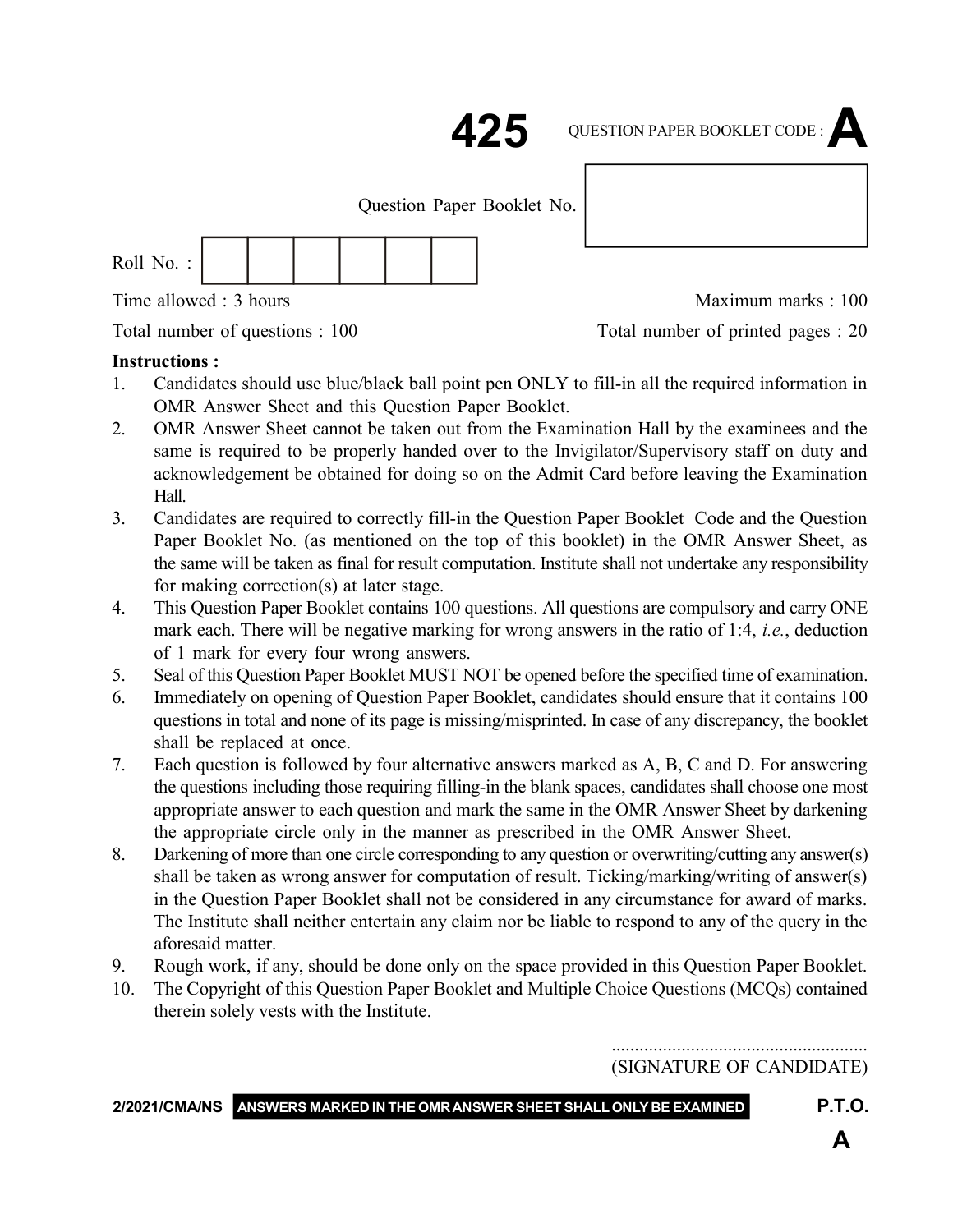# 425

QUESTION PAPER BOOKLET CODE : **A**

Question Paper Booklet No.

Roll No. :

Time allowed : 3 hours | Maximum marks : 100

Total number of questions : 100 | Total number of printed pages : 20

**Instructions :**

1. Candidates should use blue/black ball point pen ONLY to fill-in all the required information in OMR Answer Sheet and this Question Paper Booklet.
2. OMR Answer Sheet cannot be taken out from the Examination Hall by the examinees and the same is required to be properly handed over to the Invigilator/Supervisory staff on duty and acknowledgement be obtained for doing so on the Admit Card before leaving the Examination Hall.
3. Candidates are required to correctly fill-in the Question Paper Booklet Code and the Question Paper Booklet No. (as mentioned on the top of this booklet) in the OMR Answer Sheet, as the same will be taken as final for result computation. Institute shall not undertake any responsibility for making correction(s) at later stage.
4. This Question Paper Booklet contains 100 questions. All questions are compulsory and carry ONE mark each. There will be negative marking for wrong answers in the ratio of 1:4, *i.e.*, deduction of 1 mark for every four wrong answers.
5. Seal of this Question Paper Booklet MUST NOT be opened before the specified time of examination.
6. Immediately on opening of Question Paper Booklet, candidates should ensure that it contains 100 questions in total and none of its page is missing/misprinted. In case of any discrepancy, the booklet shall be replaced at once.
7. Each question is followed by four alternative answers marked as A, B, C and D. For answering the questions including those requiring filling-in the blank spaces, candidates shall choose one most appropriate answer to each question and mark the same in the OMR Answer Sheet by darkening the appropriate circle only in the manner as prescribed in the OMR Answer Sheet.
8. Darkening of more than one circle corresponding to any question or overwriting/cutting any answer(s) shall be taken as wrong answer for computation of result. Ticking/marking/writing of answer(s) in the Question Paper Booklet shall not be considered in any circumstance for award of marks. The Institute shall neither entertain any claim nor be liable to respond to any of the query in the aforesaid matter.
9. Rough work, if any, should be done only on the space provided in this Question Paper Booklet.
10. The Copyright of this Question Paper Booklet and Multiple Choice Questions (MCQs) contained therein solely vests with the Institute.

.......................................................
(SIGNATURE OF CANDIDATE)

2/2021/CMA/NS **ANSWERS MARKED IN THE OMR ANSWER SHEET SHALL ONLY BE EXAMINED** **P.T.O.**

**A**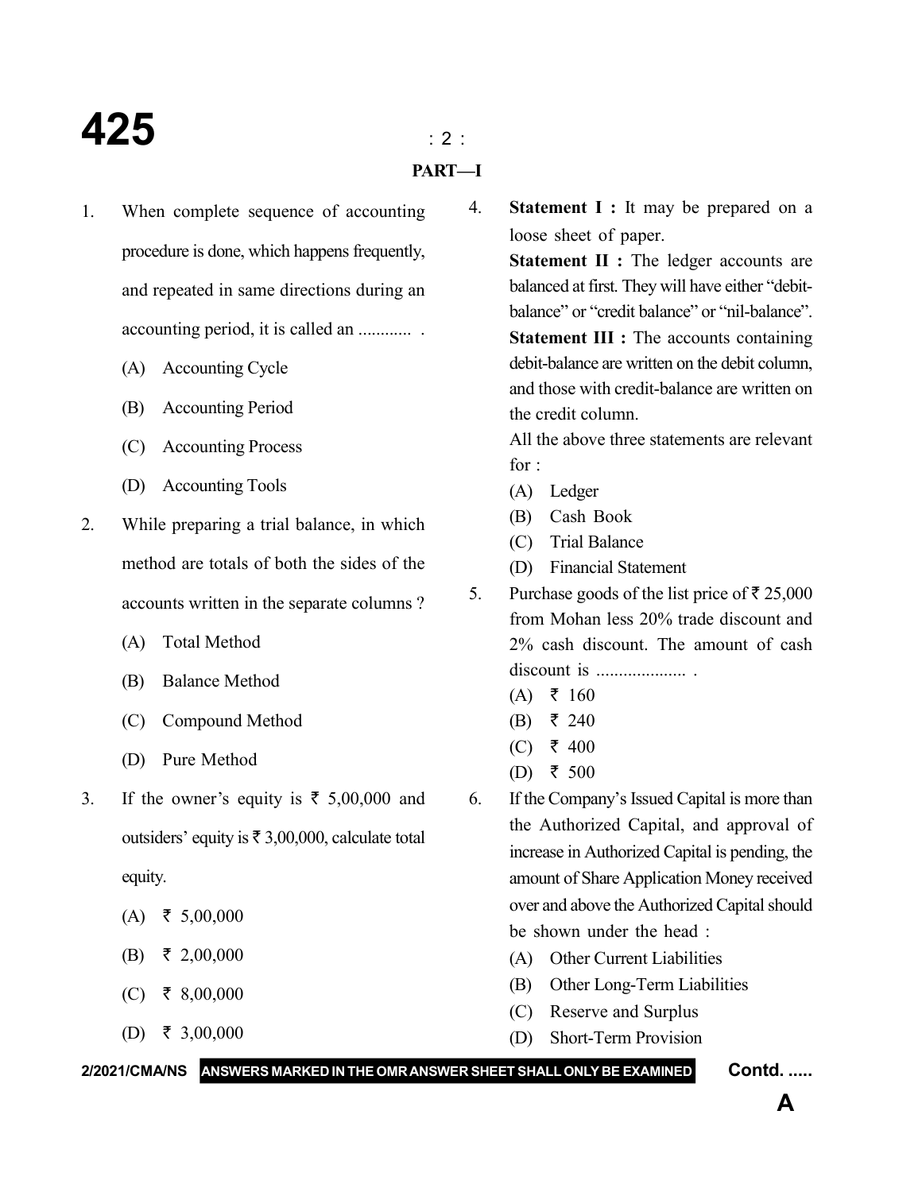## PART—I

1. When complete sequence of accounting procedure is done, which happens frequently, and repeated in same directions during an accounting period, it is called an ............ .
   - (A) Accounting Cycle
   - (B) Accounting Period
   - (C) Accounting Process
   - (D) Accounting Tools

2. While preparing a trial balance, in which method are totals of both the sides of the accounts written in the separate columns ?
   - (A) Total Method
   - (B) Balance Method
   - (C) Compound Method
   - (D) Pure Method

3. If the owner's equity is ₹ 5,00,000 and outsiders' equity is ₹ 3,00,000, calculate total equity.
   - (A) ₹ 5,00,000
   - (B) ₹ 2,00,000
   - (C) ₹ 8,00,000
   - (D) ₹ 3,00,000

4. **Statement I :** It may be prepared on a loose sheet of paper.
   **Statement II :** The ledger accounts are balanced at first. They will have either "debit-balance" or "credit balance" or "nil-balance".
   **Statement III :** The accounts containing debit-balance are written on the debit column, and those with credit-balance are written on the credit column.
   All the above three statements are relevant for :
   - (A) Ledger
   - (B) Cash Book
   - (C) Trial Balance
   - (D) Financial Statement

5. Purchase goods of the list price of ₹ 25,000 from Mohan less 20% trade discount and 2% cash discount. The amount of cash discount is .................... .
   - (A) ₹ 160
   - (B) ₹ 240
   - (C) ₹ 400
   - (D) ₹ 500

6. If the Company's Issued Capital is more than the Authorized Capital, and approval of increase in Authorized Capital is pending, the amount of Share Application Money received over and above the Authorized Capital should be shown under the head :
   - (A) Other Current Liabilities
   - (B) Other Long-Term Liabilities
   - (C) Reserve and Surplus
   - (D) Short-Term Provision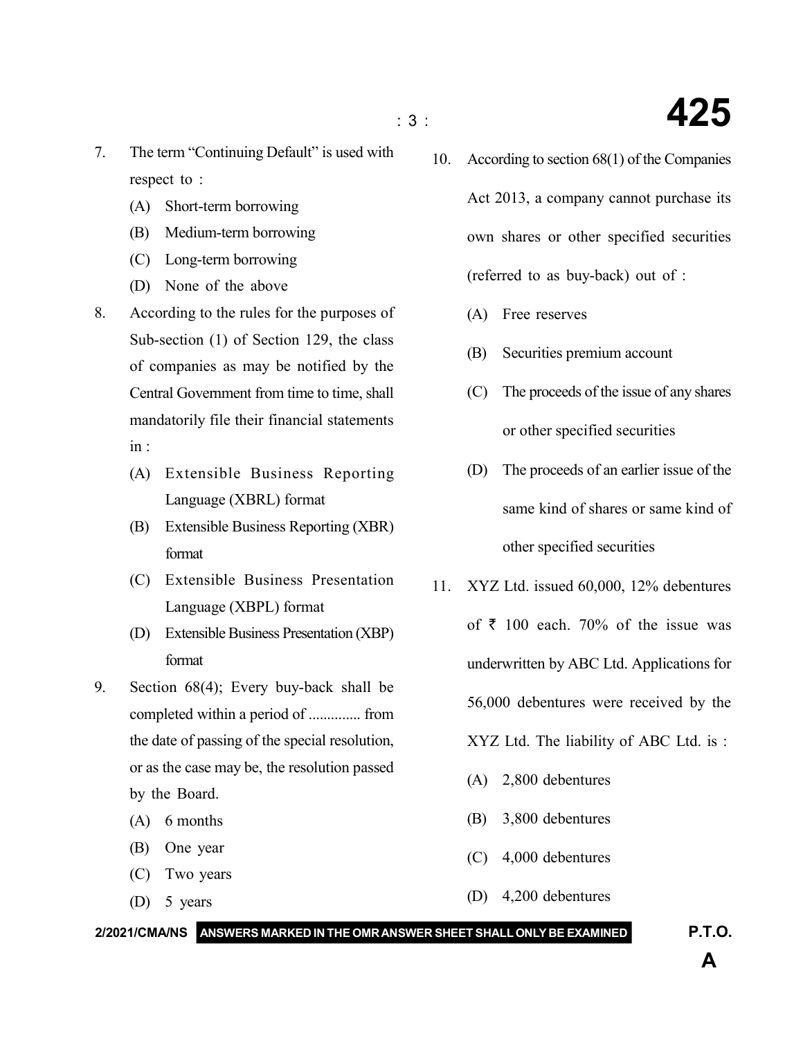7. The term "Continuing Default" is used with respect to :
   - (A) Short-term borrowing
   - (B) Medium-term borrowing
   - (C) Long-term borrowing
   - (D) None of the above

8. According to the rules for the purposes of Sub-section (1) of Section 129, the class of companies as may be notified by the Central Government from time to time, shall mandatorily file their financial statements in :
   - (A) Extensible Business Reporting Language (XBRL) format
   - (B) Extensible Business Reporting (XBR) format
   - (C) Extensible Business Presentation Language (XBPL) format
   - (D) Extensible Business Presentation (XBP) format

9. Section 68(4); Every buy-back shall be completed within a period of .............. from the date of passing of the special resolution, or as the case may be, the resolution passed by the Board.
   - (A) 6 months
   - (B) One year
   - (C) Two years
   - (D) 5 years

10. According to section 68(1) of the Companies Act 2013, a company cannot purchase its own shares or other specified securities (referred to as buy-back) out of :
    - (A) Free reserves
    - (B) Securities premium account
    - (C) The proceeds of the issue of any shares or other specified securities
    - (D) The proceeds of an earlier issue of the same kind of shares or same kind of other specified securities

11. XYZ Ltd. issued 60,000, 12% debentures of ₹ 100 each. 70% of the issue was underwritten by ABC Ltd. Applications for 56,000 debentures were received by the XYZ Ltd. The liability of ABC Ltd. is :
    - (A) 2,800 debentures
    - (B) 3,800 debentures
    - (C) 4,000 debentures
    - (D) 4,200 debentures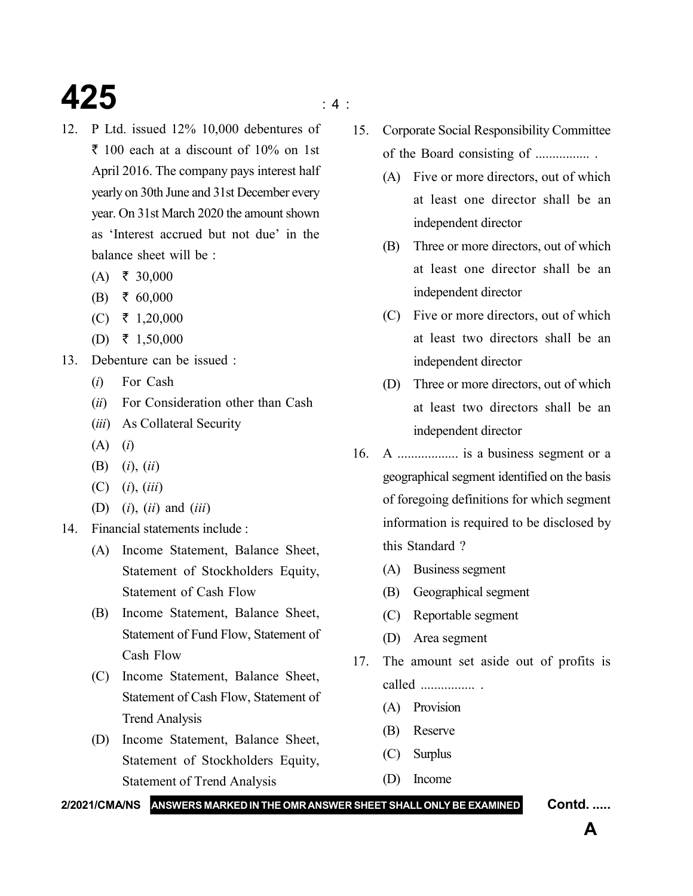12. P Ltd. issued 12% 10,000 debentures of ₹ 100 each at a discount of 10% on 1st April 2016. The company pays interest half yearly on 30th June and 31st December every year. On 31st March 2020 the amount shown as 'Interest accrued but not due' in the balance sheet will be :

    (A) ₹ 30,000

    (B) ₹ 60,000

    (C) ₹ 1,20,000

    (D) ₹ 1,50,000

13. Debenture can be issued :

    (*i*) For Cash

    (*ii*) For Consideration other than Cash

    (*iii*) As Collateral Security

    (A) (*i*)

    (B) (*i*), (*ii*)

    (C) (*i*), (*iii*)

    (D) (*i*), (*ii*) and (*iii*)

14. Financial statements include :

    (A) Income Statement, Balance Sheet, Statement of Stockholders Equity, Statement of Cash Flow

    (B) Income Statement, Balance Sheet, Statement of Fund Flow, Statement of Cash Flow

    (C) Income Statement, Balance Sheet, Statement of Cash Flow, Statement of Trend Analysis

    (D) Income Statement, Balance Sheet, Statement of Stockholders Equity, Statement of Trend Analysis

15. Corporate Social Responsibility Committee of the Board consisting of ................ .

    (A) Five or more directors, out of which at least one director shall be an independent director

    (B) Three or more directors, out of which at least one director shall be an independent director

    (C) Five or more directors, out of which at least two directors shall be an independent director

    (D) Three or more directors, out of which at least two directors shall be an independent director

16. A .................. is a business segment or a geographical segment identified on the basis of foregoing definitions for which segment information is required to be disclosed by this Standard ?

    (A) Business segment

    (B) Geographical segment

    (C) Reportable segment

    (D) Area segment

17. The amount set aside out of profits is called ................ .

    (A) Provision

    (B) Reserve

    (C) Surplus

    (D) Income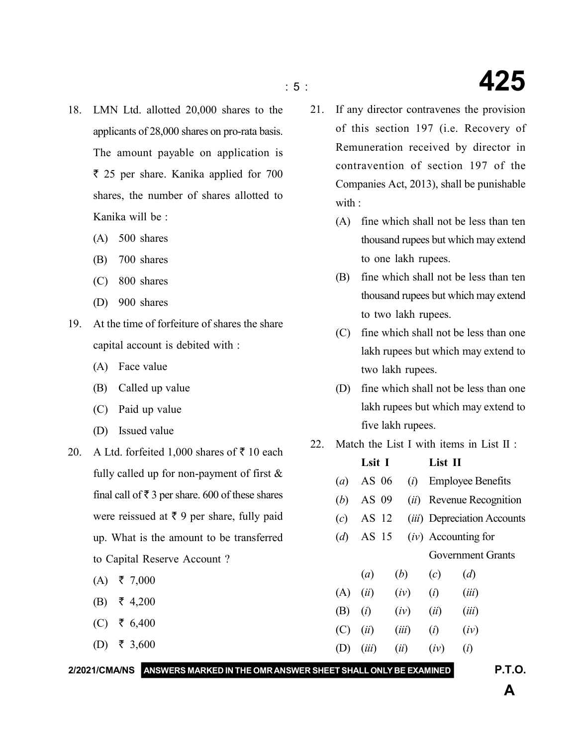18. LMN Ltd. allotted 20,000 shares to the applicants of 28,000 shares on pro-rata basis. The amount payable on application is ₹ 25 per share. Kanika applied for 700 shares, the number of shares allotted to Kanika will be :

    (A) 500 shares

    (B) 700 shares

    (C) 800 shares

    (D) 900 shares

19. At the time of forfeiture of shares the share capital account is debited with :

    (A) Face value

    (B) Called up value

    (C) Paid up value

    (D) Issued value

20. A Ltd. forfeited 1,000 shares of ₹ 10 each fully called up for non-payment of first & final call of ₹ 3 per share. 600 of these shares were reissued at ₹ 9 per share, fully paid up. What is the amount to be transferred to Capital Reserve Account ?

    (A) ₹ 7,000

    (B) ₹ 4,200

    (C) ₹ 6,400

    (D) ₹ 3,600

21. If any director contravenes the provision of this section 197 (i.e. Recovery of Remuneration received by director in contravention of section 197 of the Companies Act, 2013), shall be punishable with :

    (A) fine which shall not be less than ten thousand rupees but which may extend to one lakh rupees.

    (B) fine which shall not be less than ten thousand rupees but which may extend to two lakh rupees.

    (C) fine which shall not be less than one lakh rupees but which may extend to two lakh rupees.

    (D) fine which shall not be less than one lakh rupees but which may extend to five lakh rupees.

22. Match the List I with items in List II :

| | Lsit I | | List II |
|---|---|---|---|
| (*a*) | AS 06 | (*i*) | Employee Benefits |
| (*b*) | AS 09 | (*ii*) | Revenue Recognition |
| (*c*) | AS 12 | (*iii*) | Depreciation Accounts |
| (*d*) | AS 15 | (*iv*) | Accounting for Government Grants |

| | (*a*) | (*b*) | (*c*) | (*d*) |
|---|---|---|---|---|
| (A) | (*ii*) | (*iv*) | (*i*) | (*iii*) |
| (B) | (*i*) | (*iv*) | (*ii*) | (*iii*) |
| (C) | (*ii*) | (*iii*) | (*i*) | (*iv*) |
| (D) | (*iii*) | (*ii*) | (*iv*) | (*i*) |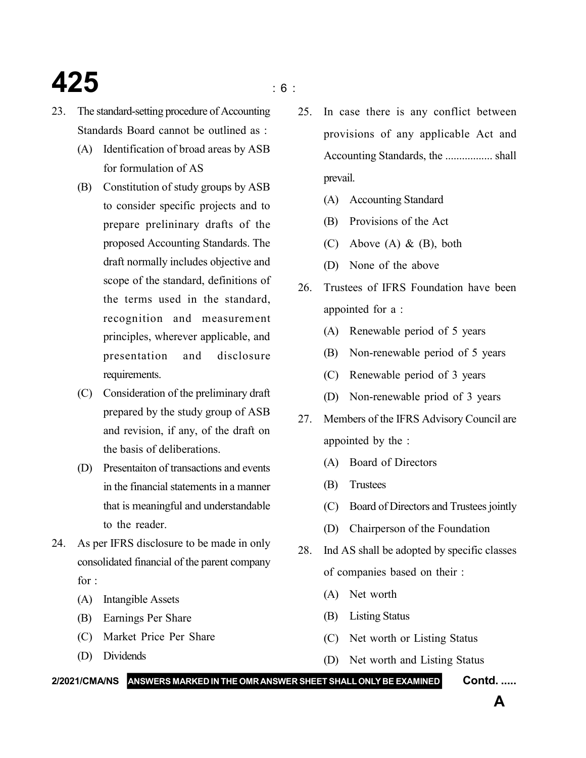23. The standard-setting procedure of Accounting Standards Board cannot be outlined as :

    (A) Identification of broad areas by ASB for formulation of AS

    (B) Constitution of study groups by ASB to consider specific projects and to prepare prelininary drafts of the proposed Accounting Standards. The draft normally includes objective and scope of the standard, definitions of the terms used in the standard, recognition and measurement principles, wherever applicable, and presentation and disclosure requirements.

    (C) Consideration of the preliminary draft prepared by the study group of ASB and revision, if any, of the draft on the basis of deliberations.

    (D) Presentaiton of transactions and events in the financial statements in a manner that is meaningful and understandable to the reader.

24. As per IFRS disclosure to be made in only consolidated financial of the parent company for :

    (A) Intangible Assets

    (B) Earnings Per Share

    (C) Market Price Per Share

    (D) Dividends

25. In case there is any conflict between provisions of any applicable Act and Accounting Standards, the ................. shall prevail.

    (A) Accounting Standard

    (B) Provisions of the Act

    (C) Above (A) & (B), both

    (D) None of the above

26. Trustees of IFRS Foundation have been appointed for a :

    (A) Renewable period of 5 years

    (B) Non-renewable period of 5 years

    (C) Renewable period of 3 years

    (D) Non-renewable priod of 3 years

27. Members of the IFRS Advisory Council are appointed by the :

    (A) Board of Directors

    (B) Trustees

    (C) Board of Directors and Trustees jointly

    (D) Chairperson of the Foundation

28. Ind AS shall be adopted by specific classes of companies based on their :

    (A) Net worth

    (B) Listing Status

    (C) Net worth or Listing Status

    (D) Net worth and Listing Status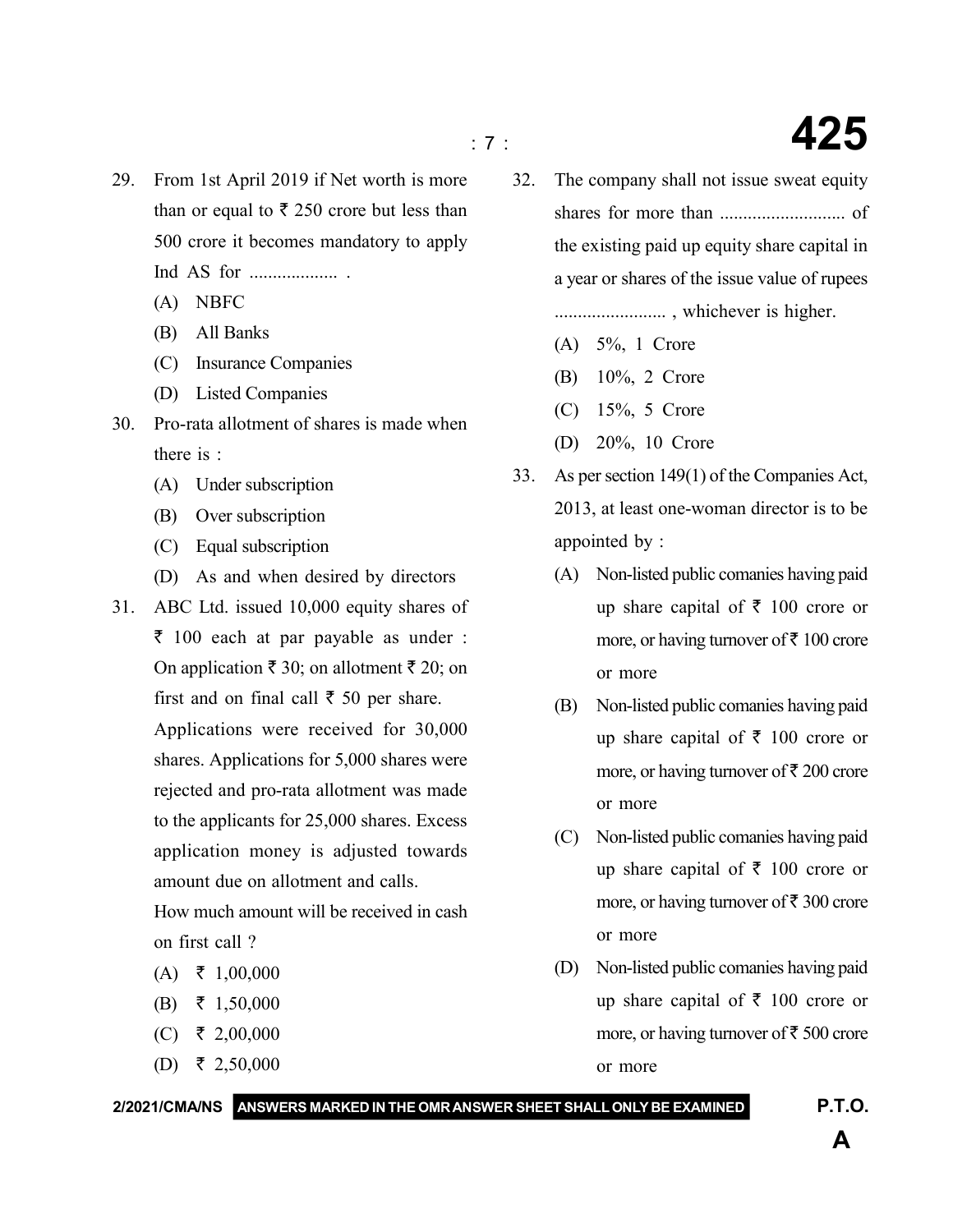29. From 1st April 2019 if Net worth is more than or equal to ₹ 250 crore but less than 500 crore it becomes mandatory to apply Ind AS for .................. .

    (A) NBFC

    (B) All Banks

    (C) Insurance Companies

    (D) Listed Companies

30. Pro-rata allotment of shares is made when there is :

    (A) Under subscription

    (B) Over subscription

    (C) Equal subscription

    (D) As and when desired by directors

31. ABC Ltd. issued 10,000 equity shares of ₹ 100 each at par payable as under : On application ₹ 30; on allotment ₹ 20; on first and on final call ₹ 50 per share.

    Applications were received for 30,000 shares. Applications for 5,000 shares were rejected and pro-rata allotment was made to the applicants for 25,000 shares. Excess application money is adjusted towards amount due on allotment and calls.

    How much amount will be received in cash on first call ?

    (A) ₹ 1,00,000

    (B) ₹ 1,50,000

    (C) ₹ 2,00,000

    (D) ₹ 2,50,000

32. The company shall not issue sweat equity shares for more than .......................... of the existing paid up equity share capital in a year or shares of the issue value of rupees ........................ , whichever is higher.

    (A) 5%, 1 Crore

    (B) 10%, 2 Crore

    (C) 15%, 5 Crore

    (D) 20%, 10 Crore

33. As per section 149(1) of the Companies Act, 2013, at least one-woman director is to be appointed by :

    (A) Non-listed public comanies having paid up share capital of ₹ 100 crore or more, or having turnover of ₹ 100 crore or more

    (B) Non-listed public comanies having paid up share capital of ₹ 100 crore or more, or having turnover of ₹ 200 crore or more

    (C) Non-listed public comanies having paid up share capital of ₹ 100 crore or more, or having turnover of ₹ 300 crore or more

    (D) Non-listed public comanies having paid up share capital of ₹ 100 crore or more, or having turnover of ₹ 500 crore or more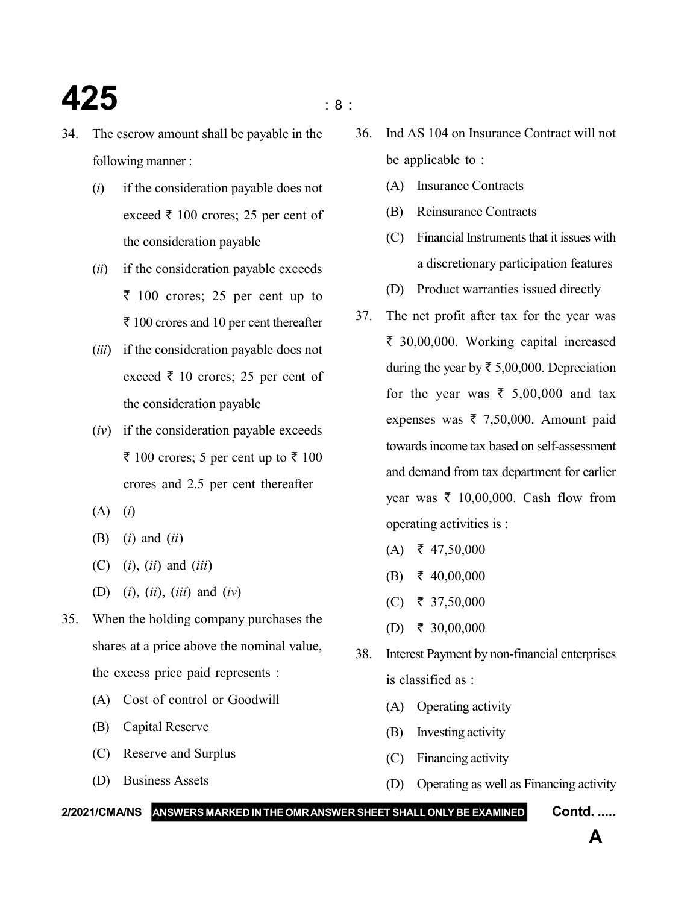34. The escrow amount shall be payable in the following manner :

    (*i*) if the consideration payable does not exceed ₹ 100 crores; 25 per cent of the consideration payable

    (*ii*) if the consideration payable exceeds ₹ 100 crores; 25 per cent up to ₹ 100 crores and 10 per cent thereafter

    (*iii*) if the consideration payable does not exceed ₹ 10 crores; 25 per cent of the consideration payable

    (*iv*) if the consideration payable exceeds ₹ 100 crores; 5 per cent up to ₹ 100 crores and 2.5 per cent thereafter

    (A) (*i*)

    (B) (*i*) and (*ii*)

    (C) (*i*), (*ii*) and (*iii*)

    (D) (*i*), (*ii*), (*iii*) and (*iv*)

35. When the holding company purchases the shares at a price above the nominal value, the excess price paid represents :

    (A) Cost of control or Goodwill

    (B) Capital Reserve

    (C) Reserve and Surplus

    (D) Business Assets

36. Ind AS 104 on Insurance Contract will not be applicable to :

    (A) Insurance Contracts

    (B) Reinsurance Contracts

    (C) Financial Instruments that it issues with a discretionary participation features

    (D) Product warranties issued directly

37. The net profit after tax for the year was ₹ 30,00,000. Working capital increased during the year by ₹ 5,00,000. Depreciation for the year was ₹ 5,00,000 and tax expenses was ₹ 7,50,000. Amount paid towards income tax based on self-assessment and demand from tax department for earlier year was ₹ 10,00,000. Cash flow from operating activities is :

    (A) ₹ 47,50,000

    (B) ₹ 40,00,000

    (C) ₹ 37,50,000

    (D) ₹ 30,00,000

38. Interest Payment by non-financial enterprises is classified as :

    (A) Operating activity

    (B) Investing activity

    (C) Financing activity

    (D) Operating as well as Financing activity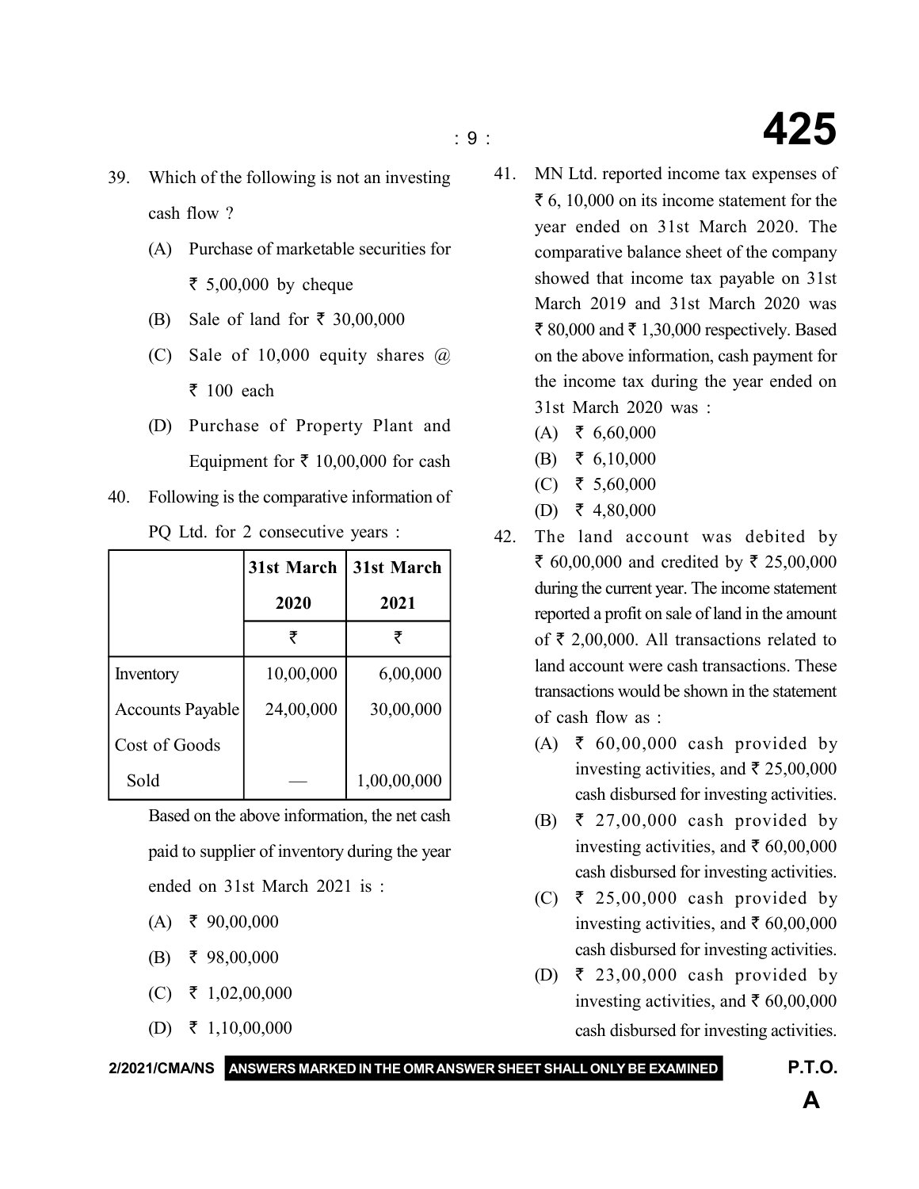39. Which of the following is not an investing cash flow ?

    (A) Purchase of marketable securities for ₹ 5,00,000 by cheque

    (B) Sale of land for ₹ 30,00,000

    (C) Sale of 10,000 equity shares @ ₹ 100 each

    (D) Purchase of Property Plant and Equipment for ₹ 10,00,000 for cash

40. Following is the comparative information of PQ Ltd. for 2 consecutive years :

| | 31st March 2020 | 31st March 2021 |
|---|---|---|
| | ₹ | ₹ |
| Inventory | 10,00,000 | 6,00,000 |
| Accounts Payable | 24,00,000 | 30,00,000 |
| Cost of Goods Sold | — | 1,00,00,000 |

Based on the above information, the net cash paid to supplier of inventory during the year ended on 31st March 2021 is :

    (A) ₹ 90,00,000

    (B) ₹ 98,00,000

    (C) ₹ 1,02,00,000

    (D) ₹ 1,10,00,000

41. MN Ltd. reported income tax expenses of ₹ 6, 10,000 on its income statement for the year ended on 31st March 2020. The comparative balance sheet of the company showed that income tax payable on 31st March 2019 and 31st March 2020 was ₹ 80,000 and ₹ 1,30,000 respectively. Based on the above information, cash payment for the income tax during the year ended on 31st March 2020 was :

    (A) ₹ 6,60,000

    (B) ₹ 6,10,000

    (C) ₹ 5,60,000

    (D) ₹ 4,80,000

42. The land account was debited by ₹ 60,00,000 and credited by ₹ 25,00,000 during the current year. The income statement reported a profit on sale of land in the amount of ₹ 2,00,000. All transactions related to land account were cash transactions. These transactions would be shown in the statement of cash flow as :

    (A) ₹ 60,00,000 cash provided by investing activities, and ₹ 25,00,000 cash disbursed for investing activities.

    (B) ₹ 27,00,000 cash provided by investing activities, and ₹ 60,00,000 cash disbursed for investing activities.

    (C) ₹ 25,00,000 cash provided by investing activities, and ₹ 60,00,000 cash disbursed for investing activities.

    (D) ₹ 23,00,000 cash provided by investing activities, and ₹ 60,00,000 cash disbursed for investing activities.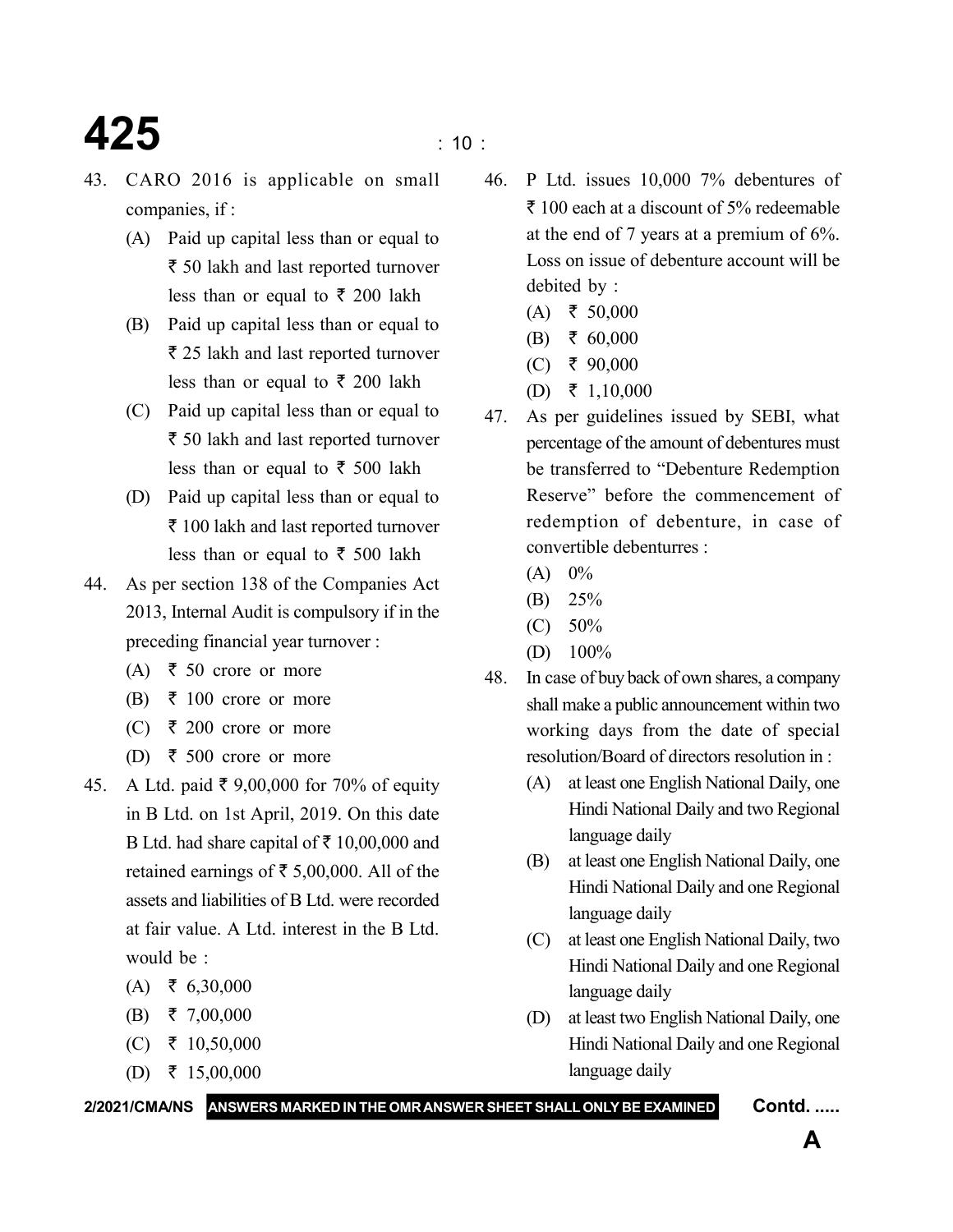43. CARO 2016 is applicable on small companies, if :
    - (A) Paid up capital less than or equal to ₹ 50 lakh and last reported turnover less than or equal to ₹ 200 lakh
    - (B) Paid up capital less than or equal to ₹ 25 lakh and last reported turnover less than or equal to ₹ 200 lakh
    - (C) Paid up capital less than or equal to ₹ 50 lakh and last reported turnover less than or equal to ₹ 500 lakh
    - (D) Paid up capital less than or equal to ₹ 100 lakh and last reported turnover less than or equal to ₹ 500 lakh

44. As per section 138 of the Companies Act 2013, Internal Audit is compulsory if in the preceding financial year turnover :
    - (A) ₹ 50 crore or more
    - (B) ₹ 100 crore or more
    - (C) ₹ 200 crore or more
    - (D) ₹ 500 crore or more

45. A Ltd. paid ₹ 9,00,000 for 70% of equity in B Ltd. on 1st April, 2019. On this date B Ltd. had share capital of ₹ 10,00,000 and retained earnings of ₹ 5,00,000. All of the assets and liabilities of B Ltd. were recorded at fair value. A Ltd. interest in the B Ltd. would be :
    - (A) ₹ 6,30,000
    - (B) ₹ 7,00,000
    - (C) ₹ 10,50,000
    - (D) ₹ 15,00,000

46. P Ltd. issues 10,000 7% debentures of ₹ 100 each at a discount of 5% redeemable at the end of 7 years at a premium of 6%. Loss on issue of debenture account will be debited by :
    - (A) ₹ 50,000
    - (B) ₹ 60,000
    - (C) ₹ 90,000
    - (D) ₹ 1,10,000

47. As per guidelines issued by SEBI, what percentage of the amount of debentures must be transferred to "Debenture Redemption Reserve" before the commencement of redemption of debenture, in case of convertible debenturres :
    - (A) 0%
    - (B) 25%
    - (C) 50%
    - (D) 100%

48. In case of buy back of own shares, a company shall make a public announcement within two working days from the date of special resolution/Board of directors resolution in :
    - (A) at least one English National Daily, one Hindi National Daily and two Regional language daily
    - (B) at least one English National Daily, one Hindi National Daily and one Regional language daily
    - (C) at least one English National Daily, two Hindi National Daily and one Regional language daily
    - (D) at least two English National Daily, one Hindi National Daily and one Regional language daily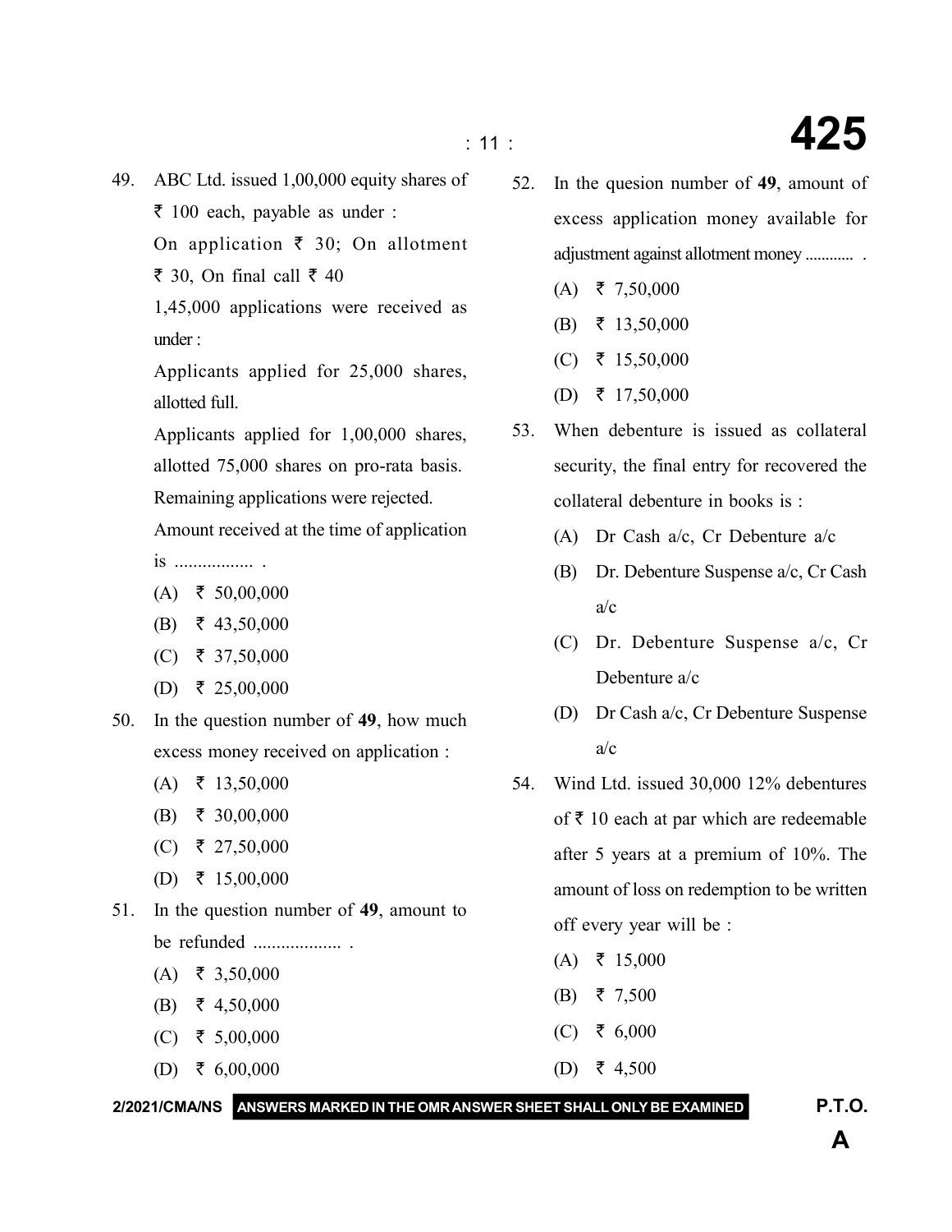49. ABC Ltd. issued 1,00,000 equity shares of ₹ 100 each, payable as under :

    On application ₹ 30; On allotment ₹ 30, On final call ₹ 40

    1,45,000 applications were received as under :

    Applicants applied for 25,000 shares, allotted full.

    Applicants applied for 1,00,000 shares, allotted 75,000 shares on pro-rata basis.

    Remaining applications were rejected.

    Amount received at the time of application is ................ .

    (A) ₹ 50,00,000

    (B) ₹ 43,50,000

    (C) ₹ 37,50,000

    (D) ₹ 25,00,000

50. In the question number of **49**, how much excess money received on application :

    (A) ₹ 13,50,000

    (B) ₹ 30,00,000

    (C) ₹ 27,50,000

    (D) ₹ 15,00,000

51. In the question number of **49**, amount to be refunded .................. .

    (A) ₹ 3,50,000

    (B) ₹ 4,50,000

    (C) ₹ 5,00,000

    (D) ₹ 6,00,000

52. In the quesion number of **49**, amount of excess application money available for adjustment against allotment money ........... .

    (A) ₹ 7,50,000

    (B) ₹ 13,50,000

    (C) ₹ 15,50,000

    (D) ₹ 17,50,000

53. When debenture is issued as collateral security, the final entry for recovered the collateral debenture in books is :

    (A) Dr Cash a/c, Cr Debenture a/c

    (B) Dr. Debenture Suspense a/c, Cr Cash a/c

    (C) Dr. Debenture Suspense a/c, Cr Debenture a/c

    (D) Dr Cash a/c, Cr Debenture Suspense a/c

54. Wind Ltd. issued 30,000 12% debentures of ₹ 10 each at par which are redeemable after 5 years at a premium of 10%. The amount of loss on redemption to be written off every year will be :

    (A) ₹ 15,000

    (B) ₹ 7,500

    (C) ₹ 6,000

    (D) ₹ 4,500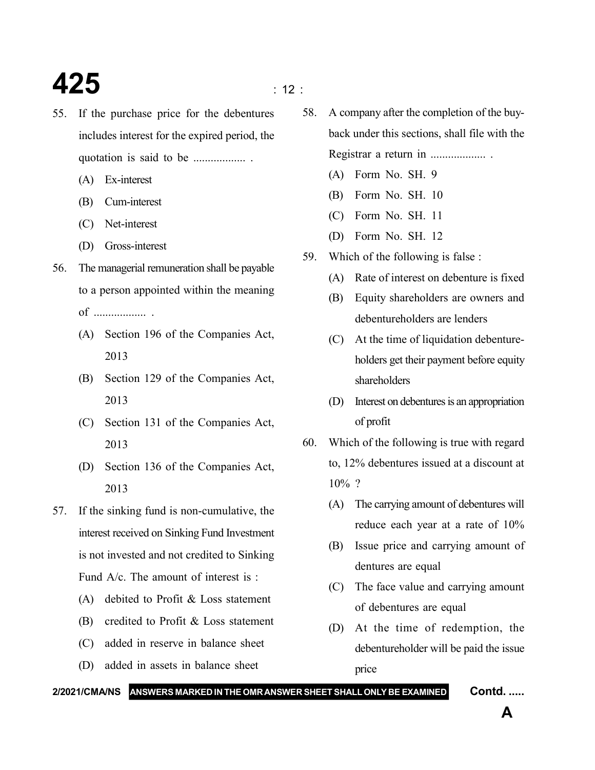55. If the purchase price for the debentures includes interest for the expired period, the quotation is said to be .................. .

    (A) Ex-interest

    (B) Cum-interest

    (C) Net-interest

    (D) Gross-interest

56. The managerial remuneration shall be payable to a person appointed within the meaning of .................. .

    (A) Section 196 of the Companies Act, 2013

    (B) Section 129 of the Companies Act, 2013

    (C) Section 131 of the Companies Act, 2013

    (D) Section 136 of the Companies Act, 2013

57. If the sinking fund is non-cumulative, the interest received on Sinking Fund Investment is not invested and not credited to Sinking Fund A/c. The amount of interest is :

    (A) debited to Profit & Loss statement

    (B) credited to Profit & Loss statement

    (C) added in reserve in balance sheet

    (D) added in assets in balance sheet

58. A company after the completion of the buy-back under this sections, shall file with the Registrar a return in ................... .

    (A) Form No. SH. 9

    (B) Form No. SH. 10

    (C) Form No. SH. 11

    (D) Form No. SH. 12

59. Which of the following is false :

    (A) Rate of interest on debenture is fixed

    (B) Equity shareholders are owners and debentureholders are lenders

    (C) At the time of liquidation debenture-holders get their payment before equity shareholders

    (D) Interest on debentures is an appropriation of profit

60. Which of the following is true with regard to, 12% debentures issued at a discount at 10% ?

    (A) The carrying amount of debentures will reduce each year at a rate of 10%

    (B) Issue price and carrying amount of dentures are equal

    (C) The face value and carrying amount of debentures are equal

    (D) At the time of redemption, the debentureholder will be paid the issue price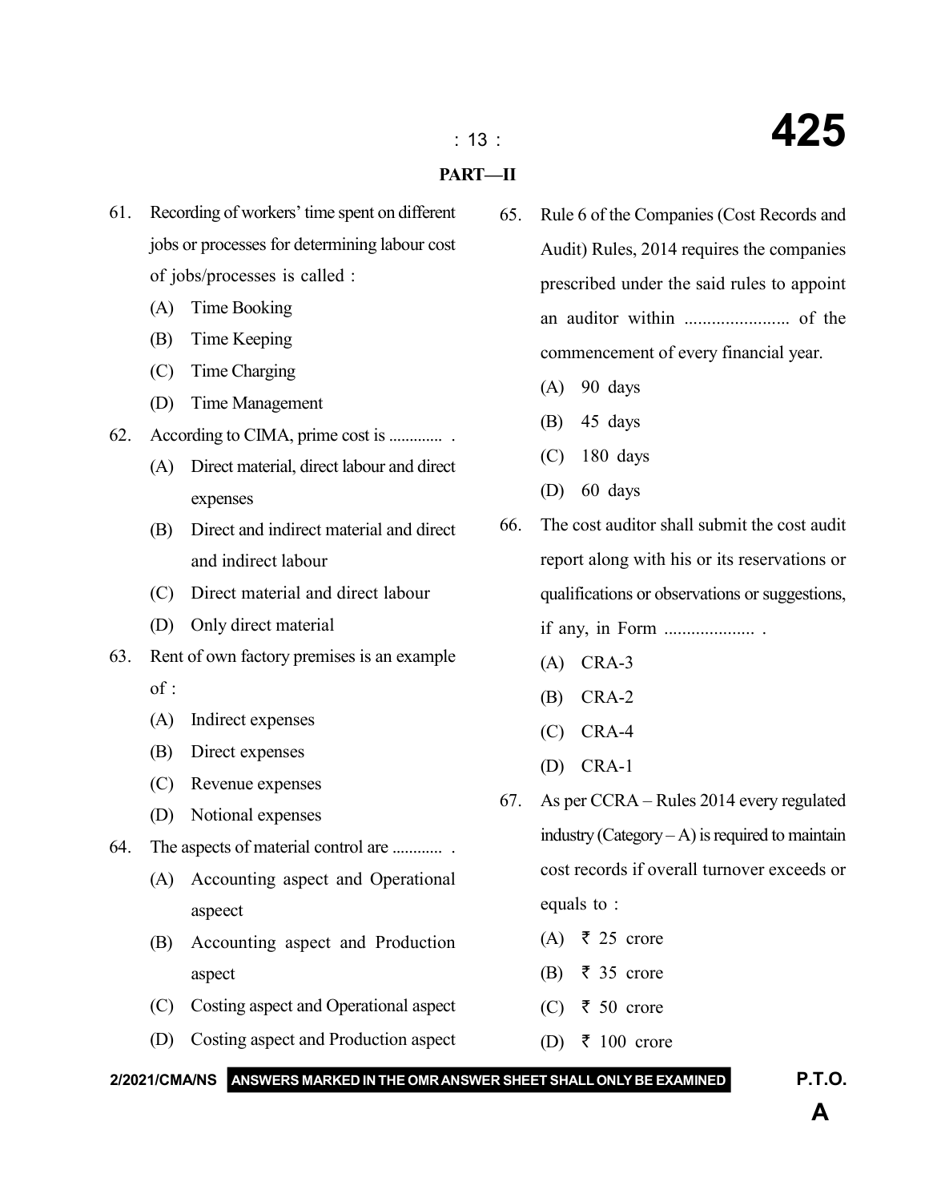## PART—II

61. Recording of workers' time spent on different jobs or processes for determining labour cost of jobs/processes is called :
    - (A) Time Booking
    - (B) Time Keeping
    - (C) Time Charging
    - (D) Time Management

62. According to CIMA, prime cost is ............ .
    - (A) Direct material, direct labour and direct expenses
    - (B) Direct and indirect material and direct and indirect labour
    - (C) Direct material and direct labour
    - (D) Only direct material

63. Rent of own factory premises is an example of :
    - (A) Indirect expenses
    - (B) Direct expenses
    - (C) Revenue expenses
    - (D) Notional expenses

64. The aspects of material control are ........... .
    - (A) Accounting aspect and Operational aspeect
    - (B) Accounting aspect and Production aspect
    - (C) Costing aspect and Operational aspect
    - (D) Costing aspect and Production aspect

65. Rule 6 of the Companies (Cost Records and Audit) Rules, 2014 requires the companies prescribed under the said rules to appoint an auditor within ....................... of the commencement of every financial year.
    - (A) 90 days
    - (B) 45 days
    - (C) 180 days
    - (D) 60 days

66. The cost auditor shall submit the cost audit report along with his or its reservations or qualifications or observations or suggestions, if any, in Form .................... .
    - (A) CRA-3
    - (B) CRA-2
    - (C) CRA-4
    - (D) CRA-1

67. As per CCRA – Rules 2014 every regulated industry (Category – A) is required to maintain cost records if overall turnover exceeds or equals to :
    - (A) ₹ 25 crore
    - (B) ₹ 35 crore
    - (C) ₹ 50 crore
    - (D) ₹ 100 crore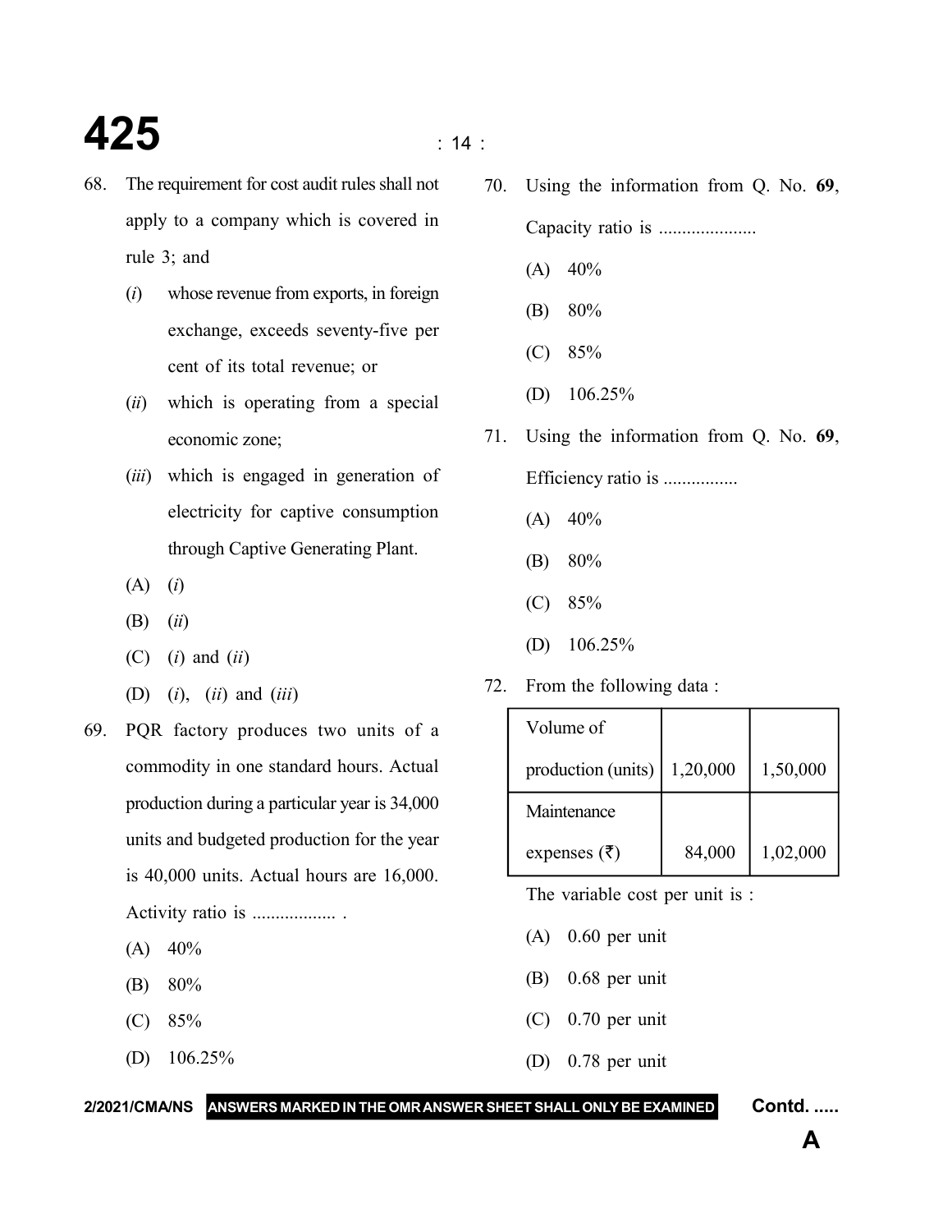68. The requirement for cost audit rules shall not apply to a company which is covered in rule 3; and

    (*i*) whose revenue from exports, in foreign exchange, exceeds seventy-five per cent of its total revenue; or

    (*ii*) which is operating from a special economic zone;

    (*iii*) which is engaged in generation of electricity for captive consumption through Captive Generating Plant.

    (A) (*i*)

    (B) (*ii*)

    (C) (*i*) and (*ii*)

    (D) (*i*), (*ii*) and (*iii*)

69. PQR factory produces two units of a commodity in one standard hours. Actual production during a particular year is 34,000 units and budgeted production for the year is 40,000 units. Actual hours are 16,000. Activity ratio is .................. .

    (A) 40%

    (B) 80%

    (C) 85%

    (D) 106.25%

70. Using the information from Q. No. **69**, Capacity ratio is ....................

    (A) 40%

    (B) 80%

    (C) 85%

    (D) 106.25%

71. Using the information from Q. No. **69**, Efficiency ratio is ................

    (A) 40%

    (B) 80%

    (C) 85%

    (D) 106.25%

72. From the following data :

| Volume of production (units) | 1,20,000 | 1,50,000 |
|---|---|---|
| Maintenance expenses (₹) | 84,000 | 1,02,000 |

The variable cost per unit is :

(A) 0.60 per unit

(B) 0.68 per unit

(C) 0.70 per unit

(D) 0.78 per unit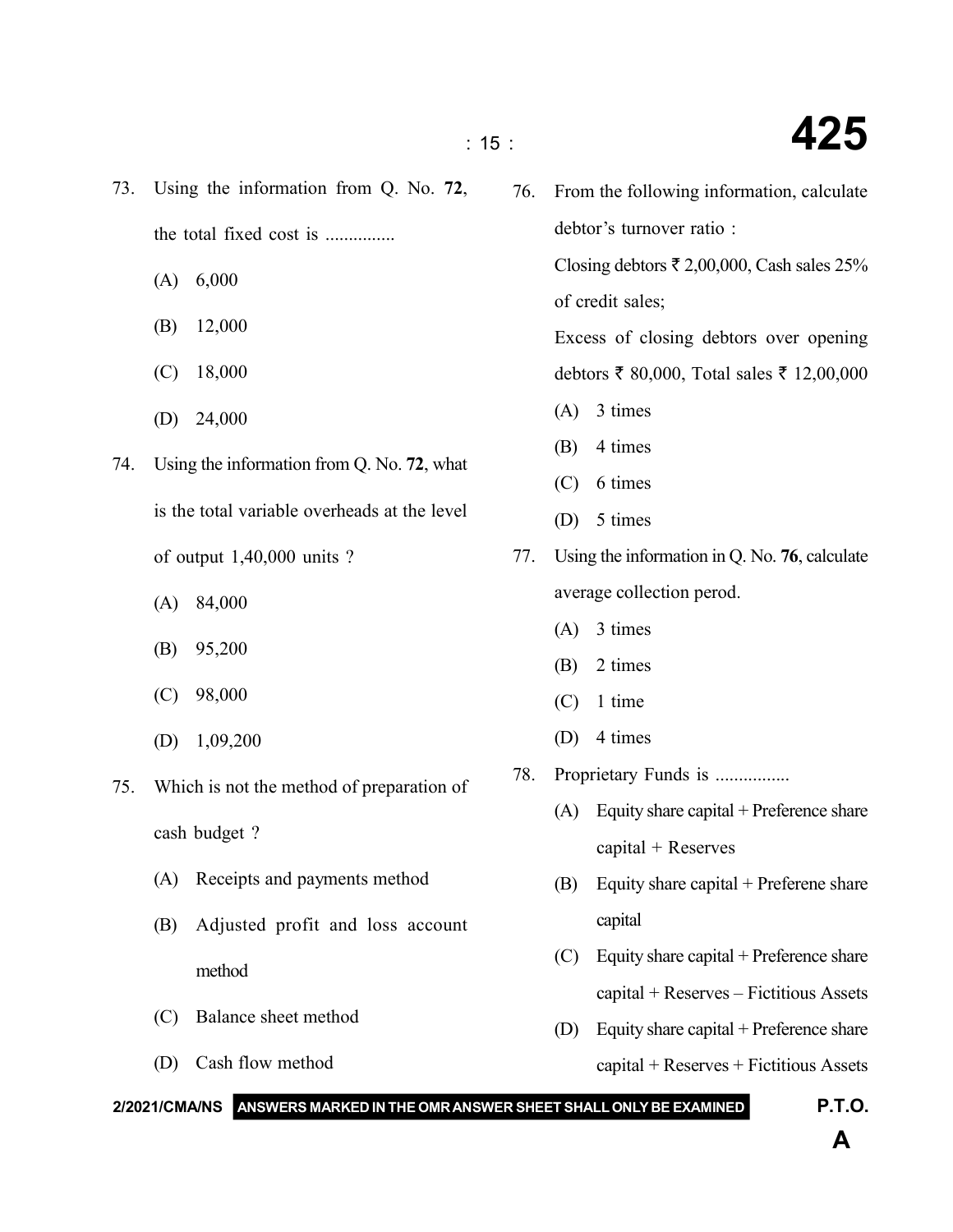73. Using the information from Q. No. **72**, the total fixed cost is ...............

    (A) 6,000

    (B) 12,000

    (C) 18,000

    (D) 24,000

74. Using the information from Q. No. **72**, what is the total variable overheads at the level of output 1,40,000 units ?

    (A) 84,000

    (B) 95,200

    (C) 98,000

    (D) 1,09,200

75. Which is not the method of preparation of cash budget ?

    (A) Receipts and payments method

    (B) Adjusted profit and loss account method

    (C) Balance sheet method

    (D) Cash flow method

76. From the following information, calculate debtor's turnover ratio :

    Closing debtors ₹ 2,00,000, Cash sales 25% of credit sales;

    Excess of closing debtors over opening debtors ₹ 80,000, Total sales ₹ 12,00,000

    (A) 3 times

    (B) 4 times

    (C) 6 times

    (D) 5 times

77. Using the information in Q. No. **76**, calculate average collection perod.

    (A) 3 times

    (B) 2 times

    (C) 1 time

    (D) 4 times

78. Proprietary Funds is ................

    (A) Equity share capital + Preference share capital + Reserves

    (B) Equity share capital + Preferene share capital

    (C) Equity share capital + Preference share capital + Reserves – Fictitious Assets

    (D) Equity share capital + Preference share capital + Reserves + Fictitious Assets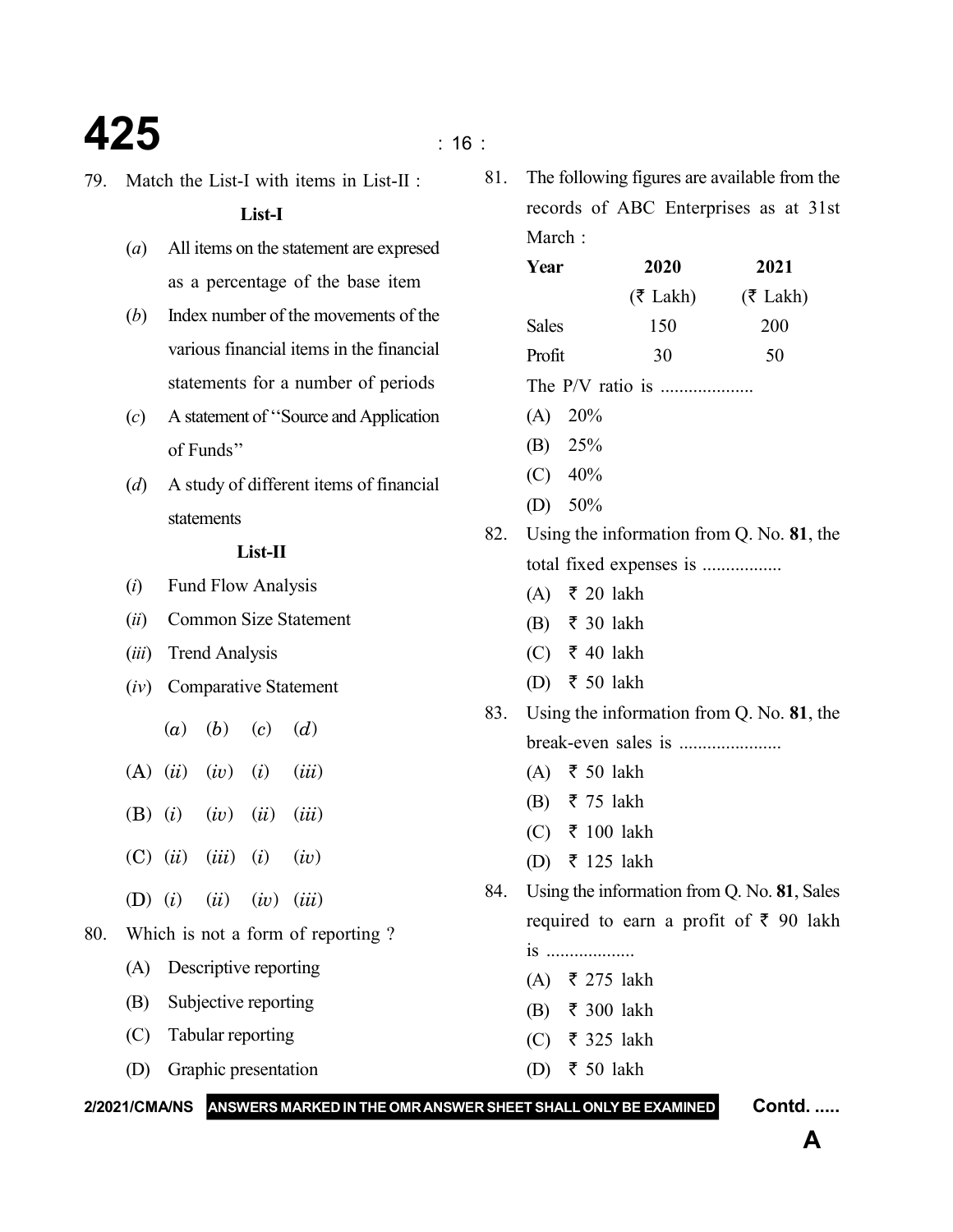79. Match the List-I with items in List-II :

**List-I**

(*a*) All items on the statement are expresed as a percentage of the base item

(*b*) Index number of the movements of the various financial items in the financial statements for a number of periods

(*c*) A statement of "Source and Application of Funds"

(*d*) A study of different items of financial statements

**List-II**

(*i*) Fund Flow Analysis

(*ii*) Common Size Statement

(*iii*) Trend Analysis

(*iv*) Comparative Statement

| | (*a*) | (*b*) | (*c*) | (*d*) |
|---|---|---|---|---|
| (A) | (*ii*) | (*iv*) | (*i*) | (*iii*) |
| (B) | (*i*) | (*iv*) | (*ii*) | (*iii*) |
| (C) | (*ii*) | (*iii*) | (*i*) | (*iv*) |
| (D) | (*i*) | (*ii*) | (*iv*) | (*iii*) |

80. Which is not a form of reporting ?

(A) Descriptive reporting

(B) Subjective reporting

(C) Tabular reporting

(D) Graphic presentation

81. The following figures are available from the records of ABC Enterprises as at 31st March :

| **Year** | **2020** (₹ Lakh) | **2021** (₹ Lakh) |
|---|---|---|
| Sales | 150 | 200 |
| Profit | 30 | 50 |

The P/V ratio is ....................

(A) 20%

(B) 25%

(C) 40%

(D) 50%

82. Using the information from Q. No. **81**, the total fixed expenses is .................

(A) ₹ 20 lakh

(B) ₹ 30 lakh

(C) ₹ 40 lakh

(D) ₹ 50 lakh

83. Using the information from Q. No. **81**, the break-even sales is ......................

(A) ₹ 50 lakh

(B) ₹ 75 lakh

(C) ₹ 100 lakh

(D) ₹ 125 lakh

84. Using the information from Q. No. **81**, Sales required to earn a profit of ₹ 90 lakh is ...................

(A) ₹ 275 lakh

(B) ₹ 300 lakh

(C) ₹ 325 lakh

(D) ₹ 50 lakh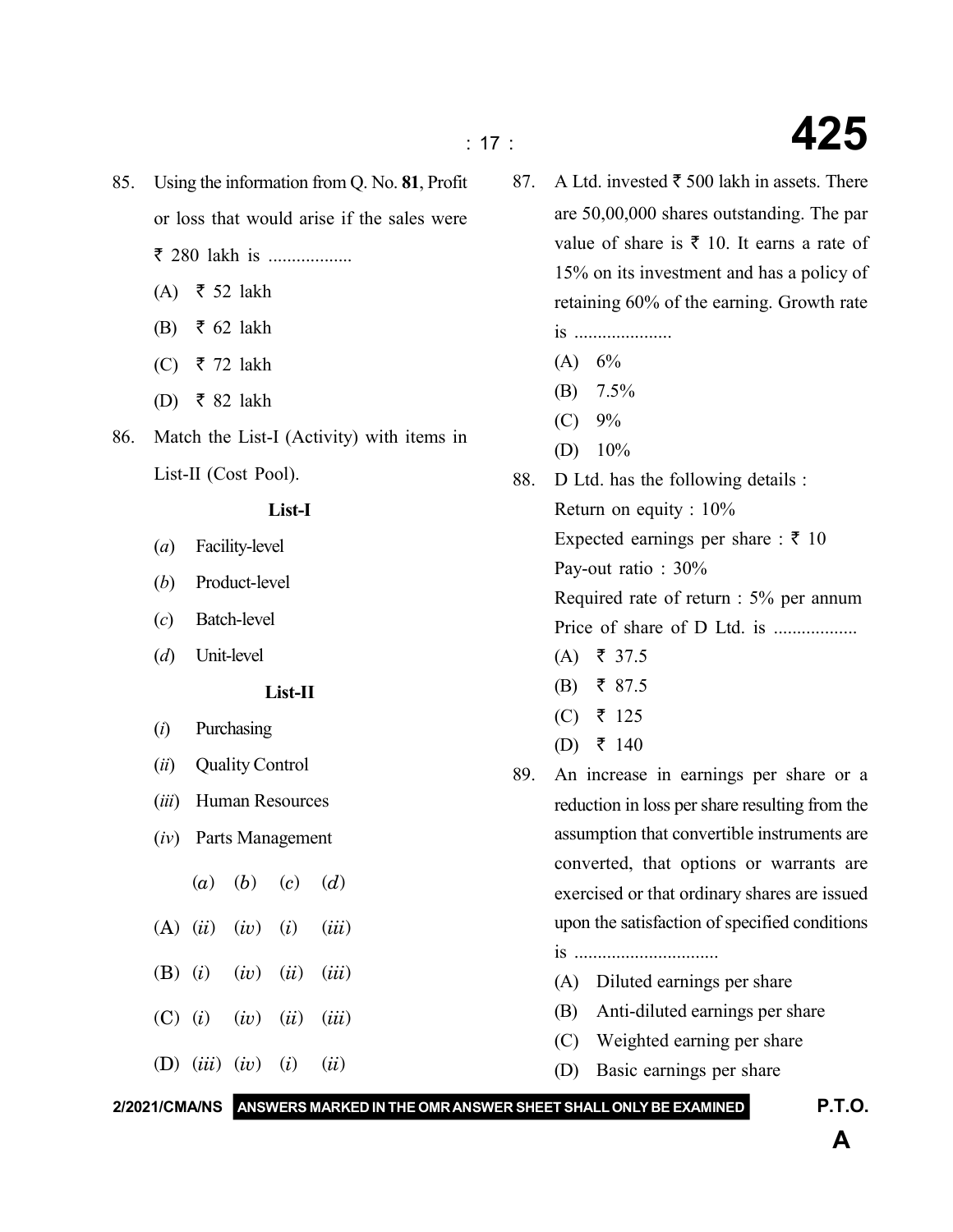85. Using the information from Q. No. **81**, Profit or loss that would arise if the sales were ₹ 280 lakh is ..................

    (A) ₹ 52 lakh

    (B) ₹ 62 lakh

    (C) ₹ 72 lakh

    (D) ₹ 82 lakh

86. Match the List-I (Activity) with items in List-II (Cost Pool).

    **List-I**

    (*a*) Facility-level

    (*b*) Product-level

    (*c*) Batch-level

    (*d*) Unit-level

    **List-II**

    (*i*) Purchasing

    (*ii*) Quality Control

    (*iii*) Human Resources

    (*iv*) Parts Management

    | | (*a*) | (*b*) | (*c*) | (*d*) |
    |---|---|---|---|---|
    | (A) | (*ii*) | (*iv*) | (*i*) | (*iii*) |
    | (B) | (*i*) | (*iv*) | (*ii*) | (*iii*) |
    | (C) | (*i*) | (*iv*) | (*ii*) | (*iii*) |
    | (D) | (*iii*) | (*iv*) | (*i*) | (*ii*) |

87. A Ltd. invested ₹ 500 lakh in assets. There are 50,00,000 shares outstanding. The par value of share is ₹ 10. It earns a rate of 15% on its investment and has a policy of retaining 60% of the earning. Growth rate is .....................

    (A) 6%

    (B) 7.5%

    (C) 9%

    (D) 10%

88. D Ltd. has the following details :

    Return on equity : 10%

    Expected earnings per share : ₹ 10

    Pay-out ratio : 30%

    Required rate of return : 5% per annum

    Price of share of D Ltd. is ..................

    (A) ₹ 37.5

    (B) ₹ 87.5

    (C) ₹ 125

    (D) ₹ 140

89. An increase in earnings per share or a reduction in loss per share resulting from the assumption that convertible instruments are converted, that options or warrants are exercised or that ordinary shares are issued upon the satisfaction of specified conditions is ..............................

    (A) Diluted earnings per share

    (B) Anti-diluted earnings per share

    (C) Weighted earning per share

    (D) Basic earnings per share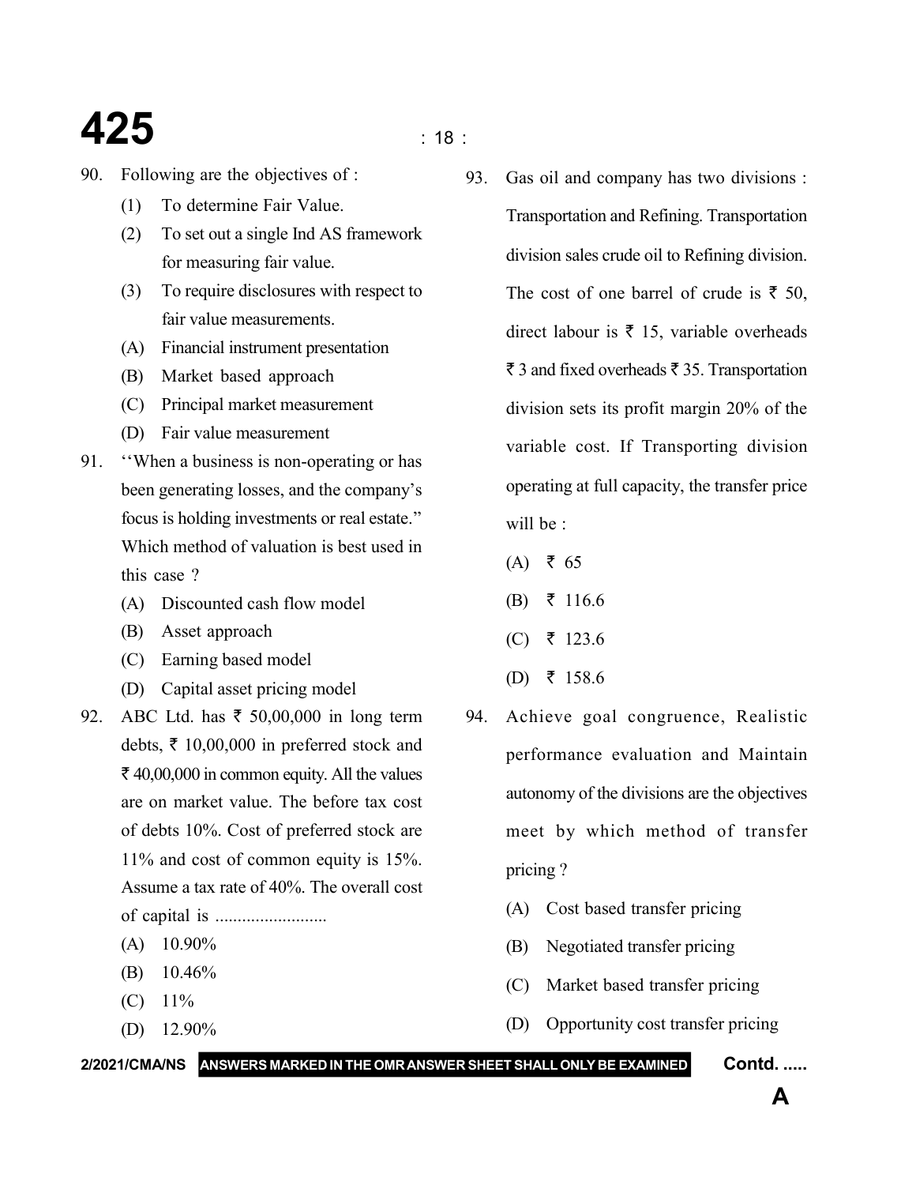90. Following are the objectives of :
    (1) To determine Fair Value.
    (2) To set out a single Ind AS framework for measuring fair value.
    (3) To require disclosures with respect to fair value measurements.
    (A) Financial instrument presentation
    (B) Market based approach
    (C) Principal market measurement
    (D) Fair value measurement

91. ''When a business is non-operating or has been generating losses, and the company's focus is holding investments or real estate.'' Which method of valuation is best used in this case ?
    (A) Discounted cash flow model
    (B) Asset approach
    (C) Earning based model
    (D) Capital asset pricing model

92. ABC Ltd. has ₹ 50,00,000 in long term debts, ₹ 10,00,000 in preferred stock and ₹ 40,00,000 in common equity. All the values are on market value. The before tax cost of debts 10%. Cost of preferred stock are 11% and cost of common equity is 15%. Assume a tax rate of 40%. The overall cost of capital is .........................
    (A) 10.90%
    (B) 10.46%
    (C) 11%
    (D) 12.90%

93. Gas oil and company has two divisions : Transportation and Refining. Transportation division sales crude oil to Refining division. The cost of one barrel of crude is ₹ 50, direct labour is ₹ 15, variable overheads ₹ 3 and fixed overheads ₹ 35. Transportation division sets its profit margin 20% of the variable cost. If Transporting division operating at full capacity, the transfer price will be :
    (A) ₹ 65
    (B) ₹ 116.6
    (C) ₹ 123.6
    (D) ₹ 158.6

94. Achieve goal congruence, Realistic performance evaluation and Maintain autonomy of the divisions are the objectives meet by which method of transfer pricing ?
    (A) Cost based transfer pricing
    (B) Negotiated transfer pricing
    (C) Market based transfer pricing
    (D) Opportunity cost transfer pricing

2/2021/CMA/NS **ANSWERS MARKED IN THE OMR ANSWER SHEET SHALL ONLY BE EXAMINED** **Contd. .....**

**A**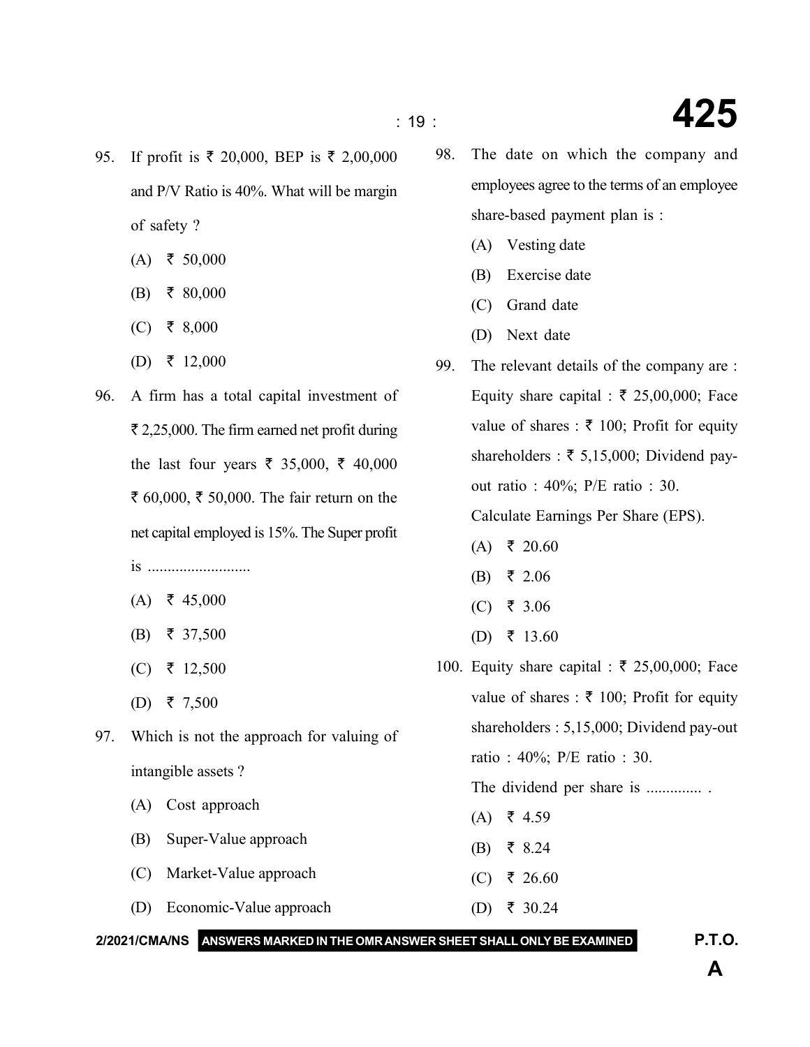95. If profit is ₹ 20,000, BEP is ₹ 2,00,000 and P/V Ratio is 40%. What will be margin of safety ?

    (A) ₹ 50,000

    (B) ₹ 80,000

    (C) ₹ 8,000

    (D) ₹ 12,000

96. A firm has a total capital investment of ₹ 2,25,000. The firm earned net profit during the last four years ₹ 35,000, ₹ 40,000 ₹ 60,000, ₹ 50,000. The fair return on the net capital employed is 15%. The Super profit is ..........................

    (A) ₹ 45,000

    (B) ₹ 37,500

    (C) ₹ 12,500

    (D) ₹ 7,500

97. Which is not the approach for valuing of intangible assets ?

    (A) Cost approach

    (B) Super-Value approach

    (C) Market-Value approach

    (D) Economic-Value approach

98. The date on which the company and employees agree to the terms of an employee share-based payment plan is :

    (A) Vesting date

    (B) Exercise date

    (C) Grand date

    (D) Next date

99. The relevant details of the company are : Equity share capital : ₹ 25,00,000; Face value of shares : ₹ 100; Profit for equity shareholders : ₹ 5,15,000; Dividend pay-out ratio : 40%; P/E ratio : 30.

    Calculate Earnings Per Share (EPS).

    (A) ₹ 20.60

    (B) ₹ 2.06

    (C) ₹ 3.06

    (D) ₹ 13.60

100. Equity share capital : ₹ 25,00,000; Face value of shares : ₹ 100; Profit for equity shareholders : 5,15,000; Dividend pay-out ratio : 40%; P/E ratio : 30.

    The dividend per share is .............. .

    (A) ₹ 4.59

    (B) ₹ 8.24

    (C) ₹ 26.60

    (D) ₹ 30.24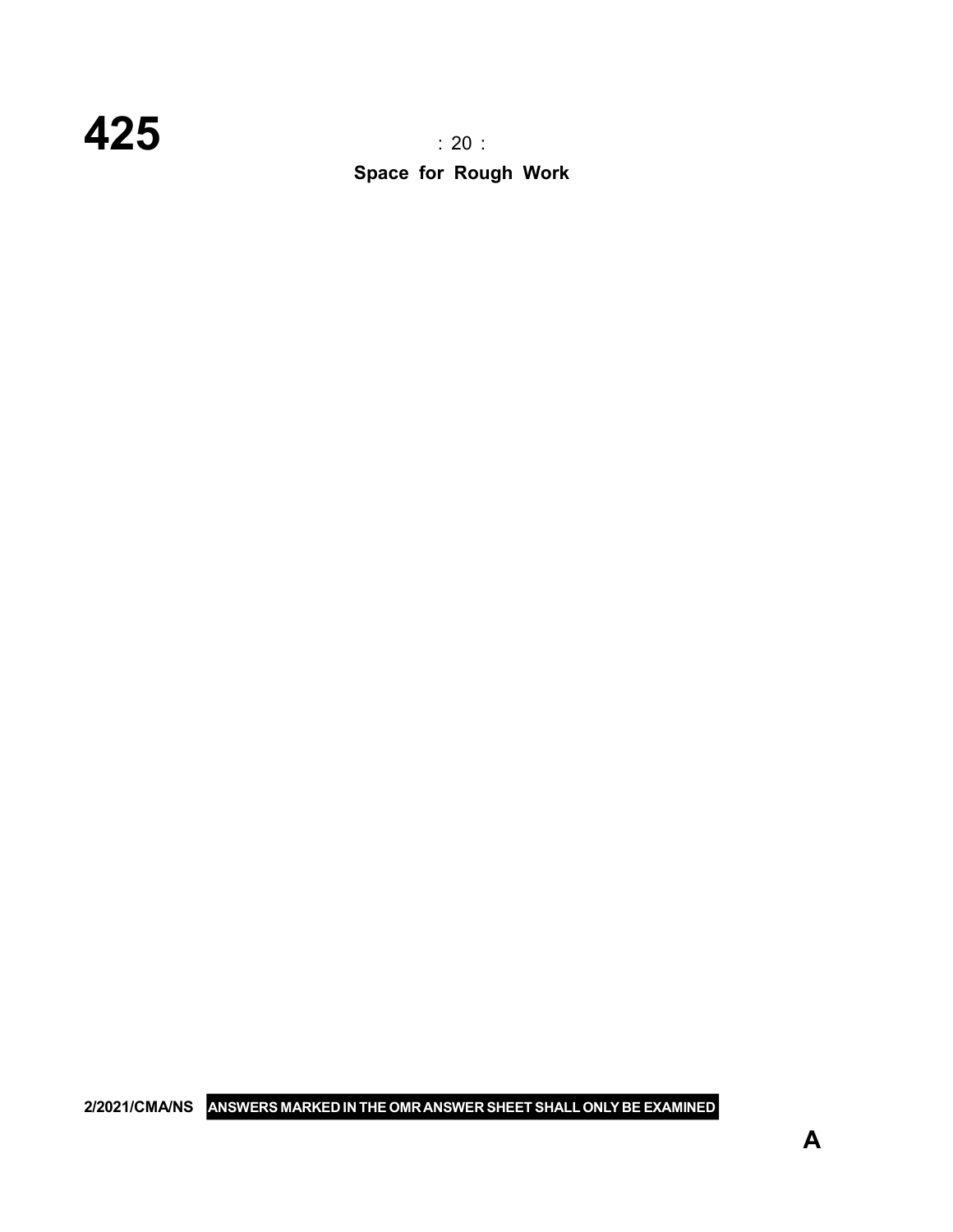**Space for Rough Work**

2/2021/CMA/NS **ANSWERS MARKED IN THE OMR ANSWER SHEET SHALL ONLY BE EXAMINED**

**A**